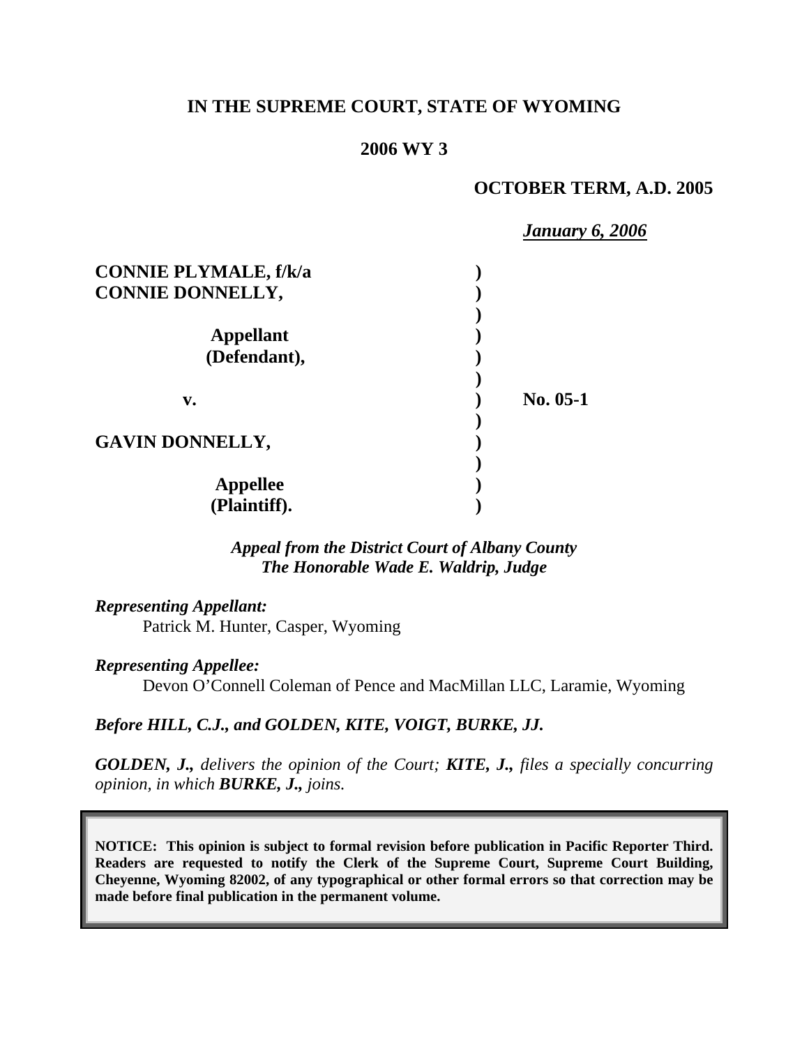**IN THE SUPREME COURT, STATE OF WYOMING**

**2006 WY 3**

**OCTOBER TERM, A.D. 2005**

***January 6, 2006***

| | | |
|---|---|---|
| **CONNIE PLYMALE, f/k/a CONNIE DONNELLY,** | ) | |
| **Appellant (Defendant),** | ) | |
| **v.** | ) | **No. 05-1** |
| **GAVIN DONNELLY,** | ) | |
| **Appellee (Plaintiff).** | ) | |

*Appeal from the District Court of Albany County*
*The Honorable Wade E. Waldrip, Judge*

*Representing Appellant:*
Patrick M. Hunter, Casper, Wyoming

*Representing Appellee:*
Devon O'Connell Coleman of Pence and MacMillan LLC, Laramie, Wyoming

*Before HILL, C.J., and GOLDEN, KITE, VOIGT, BURKE, JJ.*

***GOLDEN, J.,*** *delivers the opinion of the Court;* ***KITE, J.,*** *files a specially concurring opinion, in which* ***BURKE, J.,*** *joins.*

**NOTICE: This opinion is subject to formal revision before publication in Pacific Reporter Third. Readers are requested to notify the Clerk of the Supreme Court, Supreme Court Building, Cheyenne, Wyoming 82002, of any typographical or other formal errors so that correction may be made before final publication in the permanent volume.**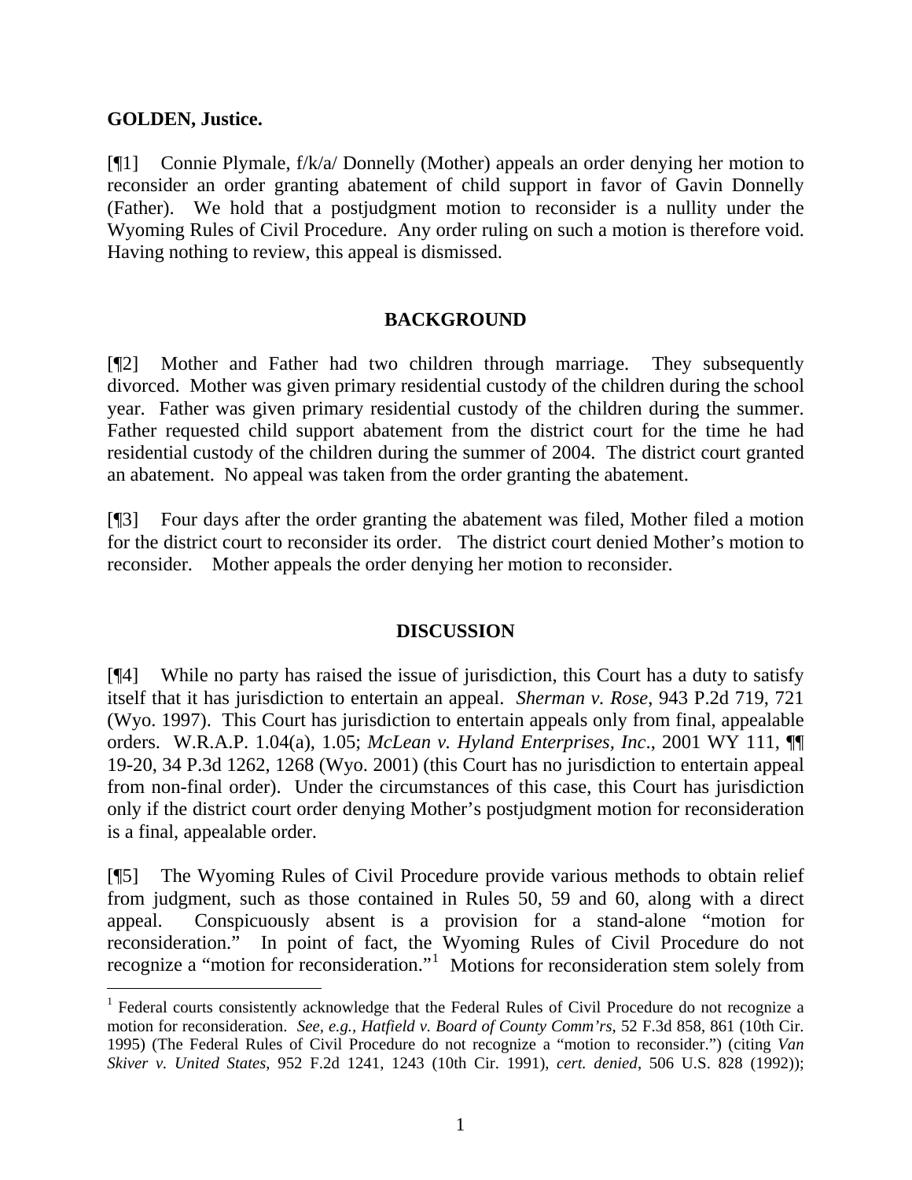**GOLDEN, Justice.**

[¶1] Connie Plymale, f/k/a/ Donnelly (Mother) appeals an order denying her motion to reconsider an order granting abatement of child support in favor of Gavin Donnelly (Father). We hold that a postjudgment motion to reconsider is a nullity under the Wyoming Rules of Civil Procedure. Any order ruling on such a motion is therefore void. Having nothing to review, this appeal is dismissed.

## BACKGROUND

[¶2] Mother and Father had two children through marriage. They subsequently divorced. Mother was given primary residential custody of the children during the school year. Father was given primary residential custody of the children during the summer. Father requested child support abatement from the district court for the time he had residential custody of the children during the summer of 2004. The district court granted an abatement. No appeal was taken from the order granting the abatement.

[¶3] Four days after the order granting the abatement was filed, Mother filed a motion for the district court to reconsider its order. The district court denied Mother's motion to reconsider. Mother appeals the order denying her motion to reconsider.

## DISCUSSION

[¶4] While no party has raised the issue of jurisdiction, this Court has a duty to satisfy itself that it has jurisdiction to entertain an appeal. *Sherman v. Rose*, 943 P.2d 719, 721 (Wyo. 1997). This Court has jurisdiction to entertain appeals only from final, appealable orders. W.R.A.P. 1.04(a), 1.05; *McLean v. Hyland Enterprises, Inc*., 2001 WY 111, ¶¶ 19-20, 34 P.3d 1262, 1268 (Wyo. 2001) (this Court has no jurisdiction to entertain appeal from non-final order). Under the circumstances of this case, this Court has jurisdiction only if the district court order denying Mother's postjudgment motion for reconsideration is a final, appealable order.

[¶5] The Wyoming Rules of Civil Procedure provide various methods to obtain relief from judgment, such as those contained in Rules 50, 59 and 60, along with a direct appeal. Conspicuously absent is a provision for a stand-alone "motion for reconsideration." In point of fact, the Wyoming Rules of Civil Procedure do not recognize a "motion for reconsideration."[1] Motions for reconsideration stem solely from

[1] Federal courts consistently acknowledge that the Federal Rules of Civil Procedure do not recognize a motion for reconsideration. *See, e.g., Hatfield v. Board of County Comm'rs*, 52 F.3d 858, 861 (10th Cir. 1995) (The Federal Rules of Civil Procedure do not recognize a "motion to reconsider.") (citing *Van Skiver v. United States*, 952 F.2d 1241, 1243 (10th Cir. 1991), *cert. denied*, 506 U.S. 828 (1992));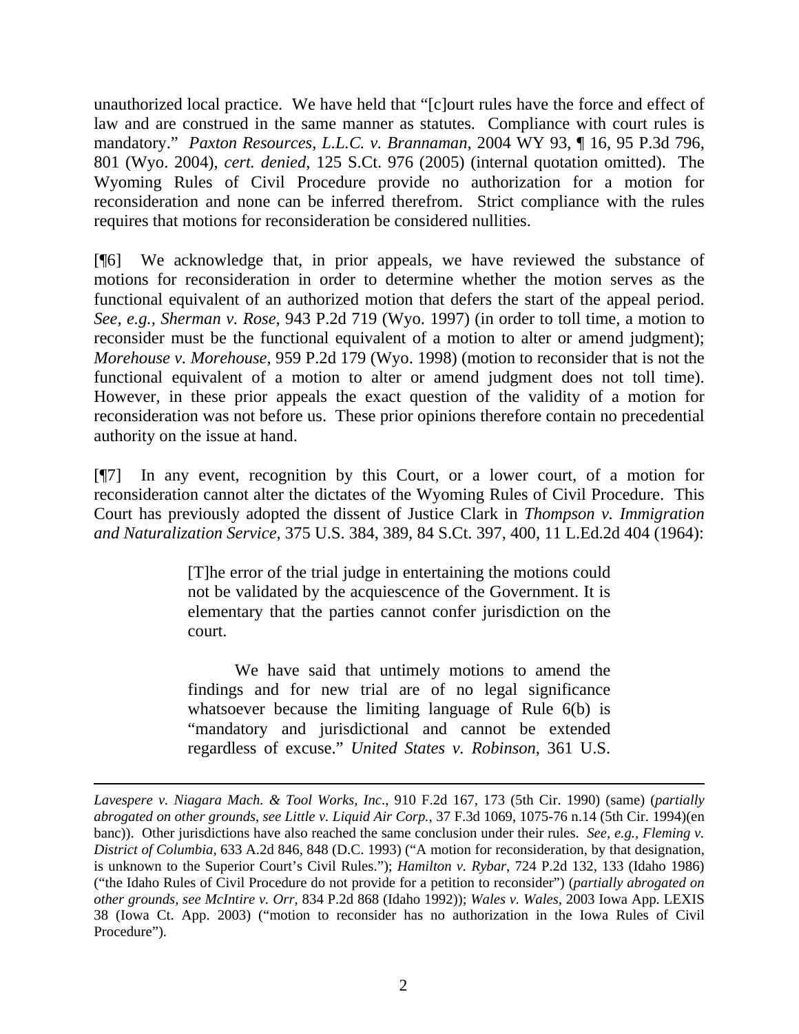unauthorized local practice. We have held that "[c]ourt rules have the force and effect of law and are construed in the same manner as statutes. Compliance with court rules is mandatory." *Paxton Resources, L.L.C. v. Brannaman*, 2004 WY 93, ¶ 16, 95 P.3d 796, 801 (Wyo. 2004), *cert. denied*, 125 S.Ct. 976 (2005) (internal quotation omitted). The Wyoming Rules of Civil Procedure provide no authorization for a motion for reconsideration and none can be inferred therefrom. Strict compliance with the rules requires that motions for reconsideration be considered nullities.

[¶6] We acknowledge that, in prior appeals, we have reviewed the substance of motions for reconsideration in order to determine whether the motion serves as the functional equivalent of an authorized motion that defers the start of the appeal period. *See, e.g., Sherman v. Rose*, 943 P.2d 719 (Wyo. 1997) (in order to toll time, a motion to reconsider must be the functional equivalent of a motion to alter or amend judgment); *Morehouse v. Morehouse*, 959 P.2d 179 (Wyo. 1998) (motion to reconsider that is not the functional equivalent of a motion to alter or amend judgment does not toll time). However, in these prior appeals the exact question of the validity of a motion for reconsideration was not before us. These prior opinions therefore contain no precedential authority on the issue at hand.

[¶7] In any event, recognition by this Court, or a lower court, of a motion for reconsideration cannot alter the dictates of the Wyoming Rules of Civil Procedure. This Court has previously adopted the dissent of Justice Clark in *Thompson v. Immigration and Naturalization Service*, 375 U.S. 384, 389, 84 S.Ct. 397, 400, 11 L.Ed.2d 404 (1964):

> [T]he error of the trial judge in entertaining the motions could not be validated by the acquiescence of the Government. It is elementary that the parties cannot confer jurisdiction on the court.
>
> We have said that untimely motions to amend the findings and for new trial are of no legal significance whatsoever because the limiting language of Rule 6(b) is "mandatory and jurisdictional and cannot be extended regardless of excuse." *United States v. Robinson*, 361 U.S.

---

*Lavespere v. Niagara Mach. & Tool Works, Inc*., 910 F.2d 167, 173 (5th Cir. 1990) (same) (*partially abrogated on other grounds*, *see Little v. Liquid Air Corp.*, 37 F.3d 1069, 1075-76 n.14 (5th Cir. 1994)(en banc)). Other jurisdictions have also reached the same conclusion under their rules. *See, e.g., Fleming v. District of Columbia*, 633 A.2d 846, 848 (D.C. 1993) ("A motion for reconsideration, by that designation, is unknown to the Superior Court's Civil Rules."); *Hamilton v. Rybar*, 724 P.2d 132, 133 (Idaho 1986) ("the Idaho Rules of Civil Procedure do not provide for a petition to reconsider") (*partially abrogated on other grounds, see McIntire v. Orr*, 834 P.2d 868 (Idaho 1992)); *Wales v. Wales*, 2003 Iowa App. LEXIS 38 (Iowa Ct. App. 2003) ("motion to reconsider has no authorization in the Iowa Rules of Civil Procedure").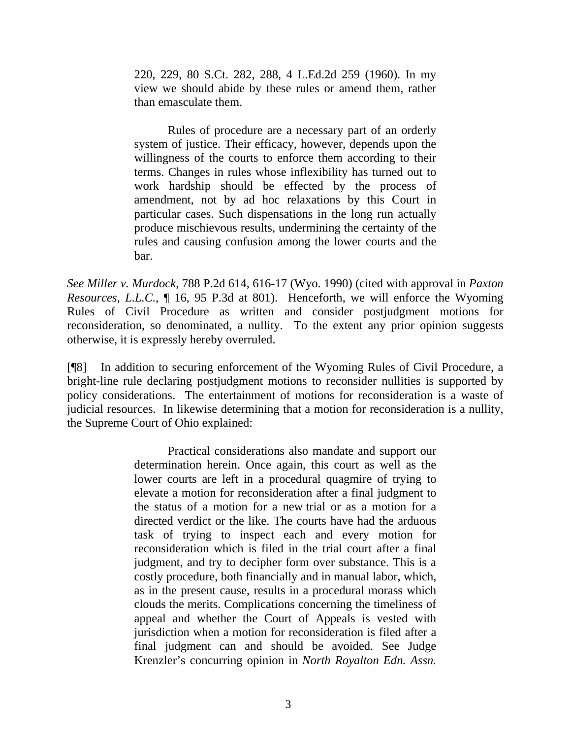> 220, 229, 80 S.Ct. 282, 288, 4 L.Ed.2d 259 (1960). In my view we should abide by these rules or amend them, rather than emasculate them.
>
> Rules of procedure are a necessary part of an orderly system of justice. Their efficacy, however, depends upon the willingness of the courts to enforce them according to their terms. Changes in rules whose inflexibility has turned out to work hardship should be effected by the process of amendment, not by ad hoc relaxations by this Court in particular cases. Such dispensations in the long run actually produce mischievous results, undermining the certainty of the rules and causing confusion among the lower courts and the bar.

*See Miller v. Murdock*, 788 P.2d 614, 616-17 (Wyo. 1990) (cited with approval in *Paxton Resources, L.L.C.*, ¶ 16, 95 P.3d at 801). Henceforth, we will enforce the Wyoming Rules of Civil Procedure as written and consider postjudgment motions for reconsideration, so denominated, a nullity. To the extent any prior opinion suggests otherwise, it is expressly hereby overruled.

[¶8] In addition to securing enforcement of the Wyoming Rules of Civil Procedure, a bright-line rule declaring postjudgment motions to reconsider nullities is supported by policy considerations. The entertainment of motions for reconsideration is a waste of judicial resources. In likewise determining that a motion for reconsideration is a nullity, the Supreme Court of Ohio explained:

> Practical considerations also mandate and support our determination herein. Once again, this court as well as the lower courts are left in a procedural quagmire of trying to elevate a motion for reconsideration after a final judgment to the status of a motion for a new trial or as a motion for a directed verdict or the like. The courts have had the arduous task of trying to inspect each and every motion for reconsideration which is filed in the trial court after a final judgment, and try to decipher form over substance. This is a costly procedure, both financially and in manual labor, which, as in the present cause, results in a procedural morass which clouds the merits. Complications concerning the timeliness of appeal and whether the Court of Appeals is vested with jurisdiction when a motion for reconsideration is filed after a final judgment can and should be avoided. See Judge Krenzler's concurring opinion in *North Royalton Edn. Assn.*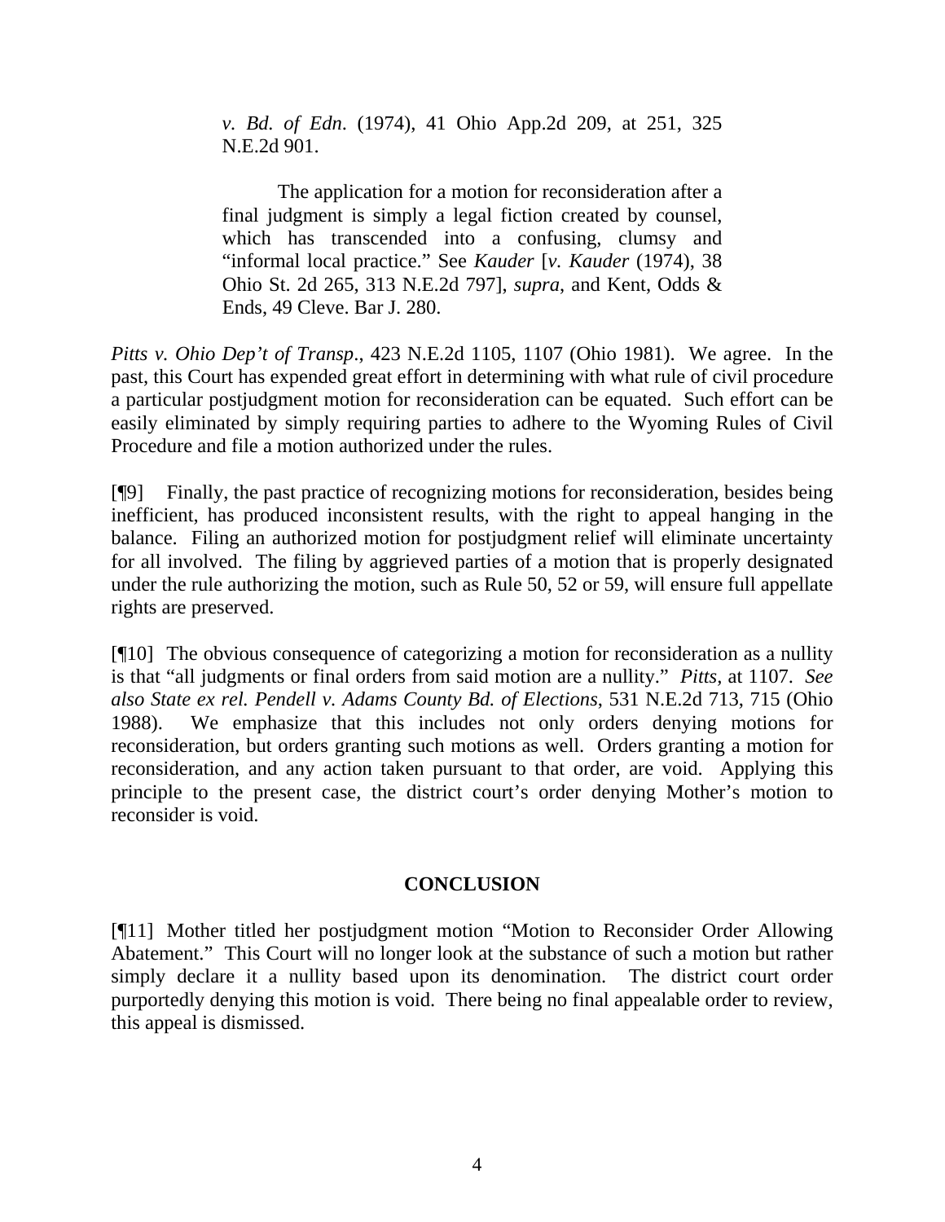> *v. Bd. of Edn*. (1974), 41 Ohio App.2d 209, at 251, 325 N.E.2d 901.
>
> The application for a motion for reconsideration after a final judgment is simply a legal fiction created by counsel, which has transcended into a confusing, clumsy and "informal local practice." See *Kauder* [*v. Kauder* (1974), 38 Ohio St. 2d 265, 313 N.E.2d 797], *supra*, and Kent, Odds & Ends, 49 Cleve. Bar J. 280.

*Pitts v. Ohio Dep't of Transp*., 423 N.E.2d 1105, 1107 (Ohio 1981). We agree. In the past, this Court has expended great effort in determining with what rule of civil procedure a particular postjudgment motion for reconsideration can be equated. Such effort can be easily eliminated by simply requiring parties to adhere to the Wyoming Rules of Civil Procedure and file a motion authorized under the rules.

[¶9] Finally, the past practice of recognizing motions for reconsideration, besides being inefficient, has produced inconsistent results, with the right to appeal hanging in the balance. Filing an authorized motion for postjudgment relief will eliminate uncertainty for all involved. The filing by aggrieved parties of a motion that is properly designated under the rule authorizing the motion, such as Rule 50, 52 or 59, will ensure full appellate rights are preserved.

[¶10] The obvious consequence of categorizing a motion for reconsideration as a nullity is that "all judgments or final orders from said motion are a nullity." *Pitts,* at 1107. *See also State ex rel. Pendell v. Adams County Bd. of Elections*, 531 N.E.2d 713, 715 (Ohio 1988). We emphasize that this includes not only orders denying motions for reconsideration, but orders granting such motions as well. Orders granting a motion for reconsideration, and any action taken pursuant to that order, are void. Applying this principle to the present case, the district court's order denying Mother's motion to reconsider is void.

## CONCLUSION

[¶11] Mother titled her postjudgment motion "Motion to Reconsider Order Allowing Abatement." This Court will no longer look at the substance of such a motion but rather simply declare it a nullity based upon its denomination. The district court order purportedly denying this motion is void. There being no final appealable order to review, this appeal is dismissed.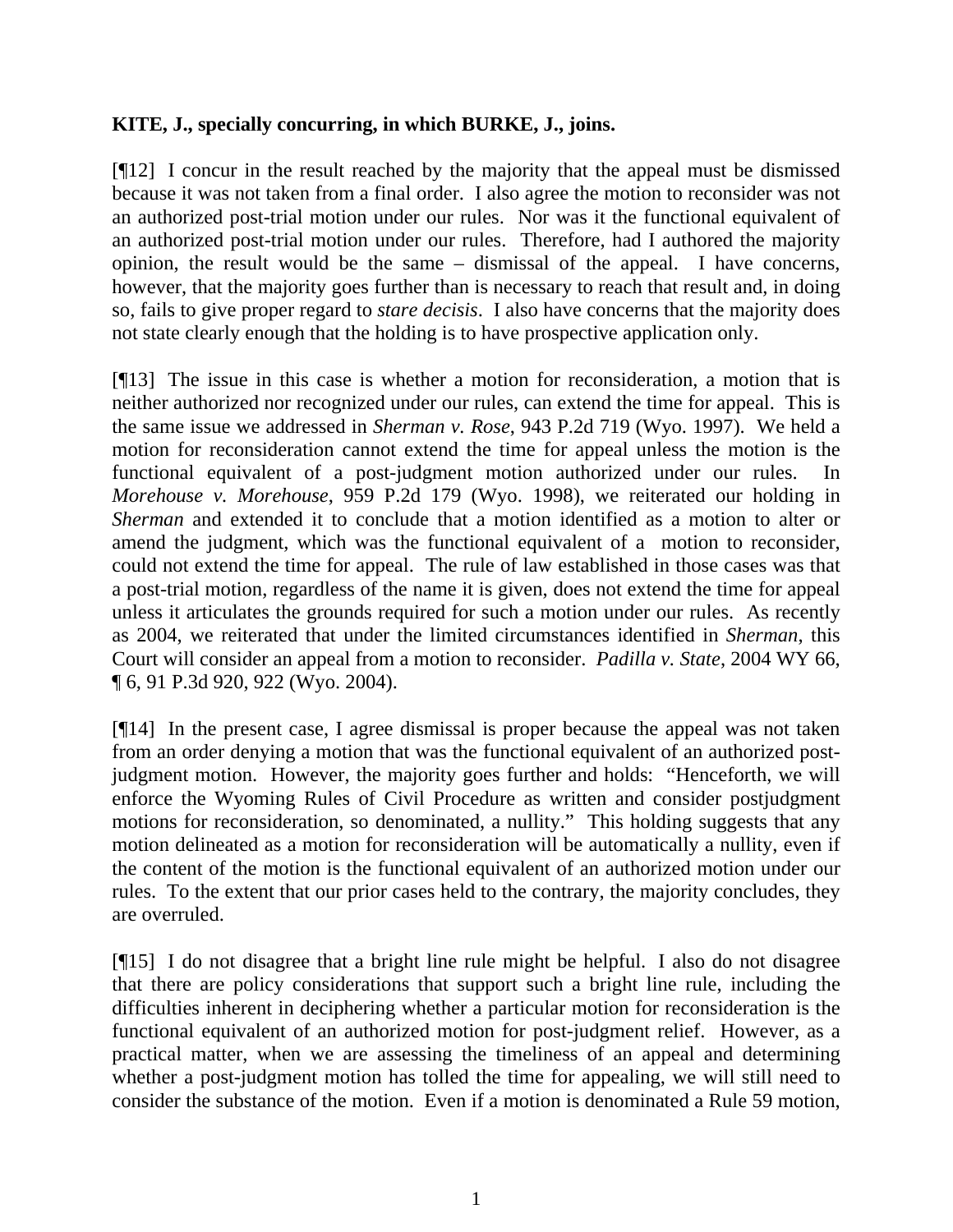**KITE, J., specially concurring, in which BURKE, J., joins.**

[¶12] I concur in the result reached by the majority that the appeal must be dismissed because it was not taken from a final order. I also agree the motion to reconsider was not an authorized post-trial motion under our rules. Nor was it the functional equivalent of an authorized post-trial motion under our rules. Therefore, had I authored the majority opinion, the result would be the same – dismissal of the appeal. I have concerns, however, that the majority goes further than is necessary to reach that result and, in doing so, fails to give proper regard to *stare decisis*. I also have concerns that the majority does not state clearly enough that the holding is to have prospective application only.

[¶13] The issue in this case is whether a motion for reconsideration, a motion that is neither authorized nor recognized under our rules, can extend the time for appeal. This is the same issue we addressed in *Sherman v. Rose*, 943 P.2d 719 (Wyo. 1997). We held a motion for reconsideration cannot extend the time for appeal unless the motion is the functional equivalent of a post-judgment motion authorized under our rules. In *Morehouse v. Morehouse*, 959 P.2d 179 (Wyo. 1998), we reiterated our holding in *Sherman* and extended it to conclude that a motion identified as a motion to alter or amend the judgment, which was the functional equivalent of a motion to reconsider, could not extend the time for appeal. The rule of law established in those cases was that a post-trial motion, regardless of the name it is given, does not extend the time for appeal unless it articulates the grounds required for such a motion under our rules. As recently as 2004, we reiterated that under the limited circumstances identified in *Sherman*, this Court will consider an appeal from a motion to reconsider. *Padilla v. State*, 2004 WY 66, ¶ 6, 91 P.3d 920, 922 (Wyo. 2004).

[¶14] In the present case, I agree dismissal is proper because the appeal was not taken from an order denying a motion that was the functional equivalent of an authorized post-judgment motion. However, the majority goes further and holds: "Henceforth, we will enforce the Wyoming Rules of Civil Procedure as written and consider postjudgment motions for reconsideration, so denominated, a nullity." This holding suggests that any motion delineated as a motion for reconsideration will be automatically a nullity, even if the content of the motion is the functional equivalent of an authorized motion under our rules. To the extent that our prior cases held to the contrary, the majority concludes, they are overruled.

[¶15] I do not disagree that a bright line rule might be helpful. I also do not disagree that there are policy considerations that support such a bright line rule, including the difficulties inherent in deciphering whether a particular motion for reconsideration is the functional equivalent of an authorized motion for post-judgment relief. However, as a practical matter, when we are assessing the timeliness of an appeal and determining whether a post-judgment motion has tolled the time for appealing, we will still need to consider the substance of the motion. Even if a motion is denominated a Rule 59 motion,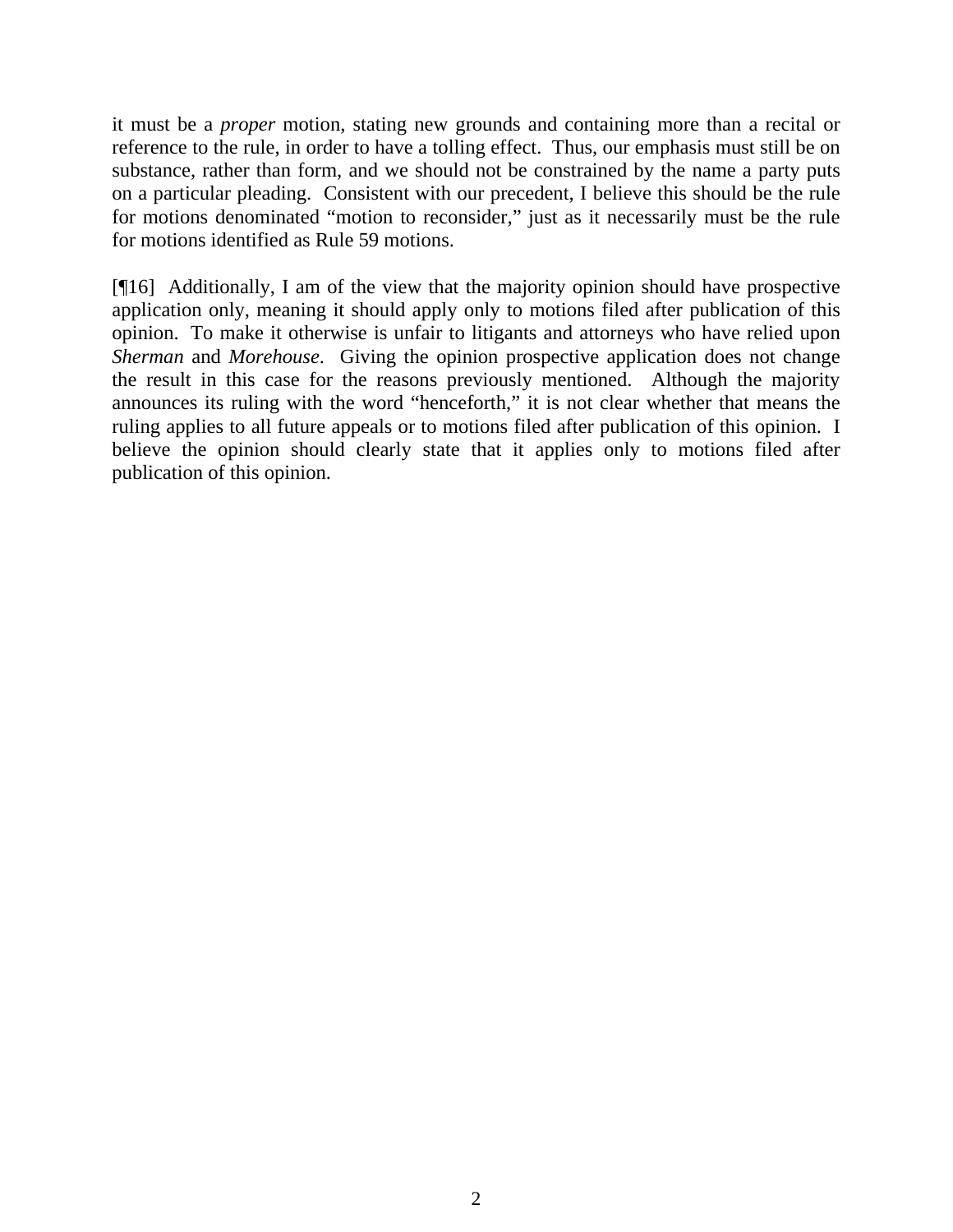it must be a *proper* motion, stating new grounds and containing more than a recital or reference to the rule, in order to have a tolling effect. Thus, our emphasis must still be on substance, rather than form, and we should not be constrained by the name a party puts on a particular pleading. Consistent with our precedent, I believe this should be the rule for motions denominated "motion to reconsider," just as it necessarily must be the rule for motions identified as Rule 59 motions.

[¶16] Additionally, I am of the view that the majority opinion should have prospective application only, meaning it should apply only to motions filed after publication of this opinion. To make it otherwise is unfair to litigants and attorneys who have relied upon *Sherman* and *Morehouse*. Giving the opinion prospective application does not change the result in this case for the reasons previously mentioned. Although the majority announces its ruling with the word "henceforth," it is not clear whether that means the ruling applies to all future appeals or to motions filed after publication of this opinion. I believe the opinion should clearly state that it applies only to motions filed after publication of this opinion.